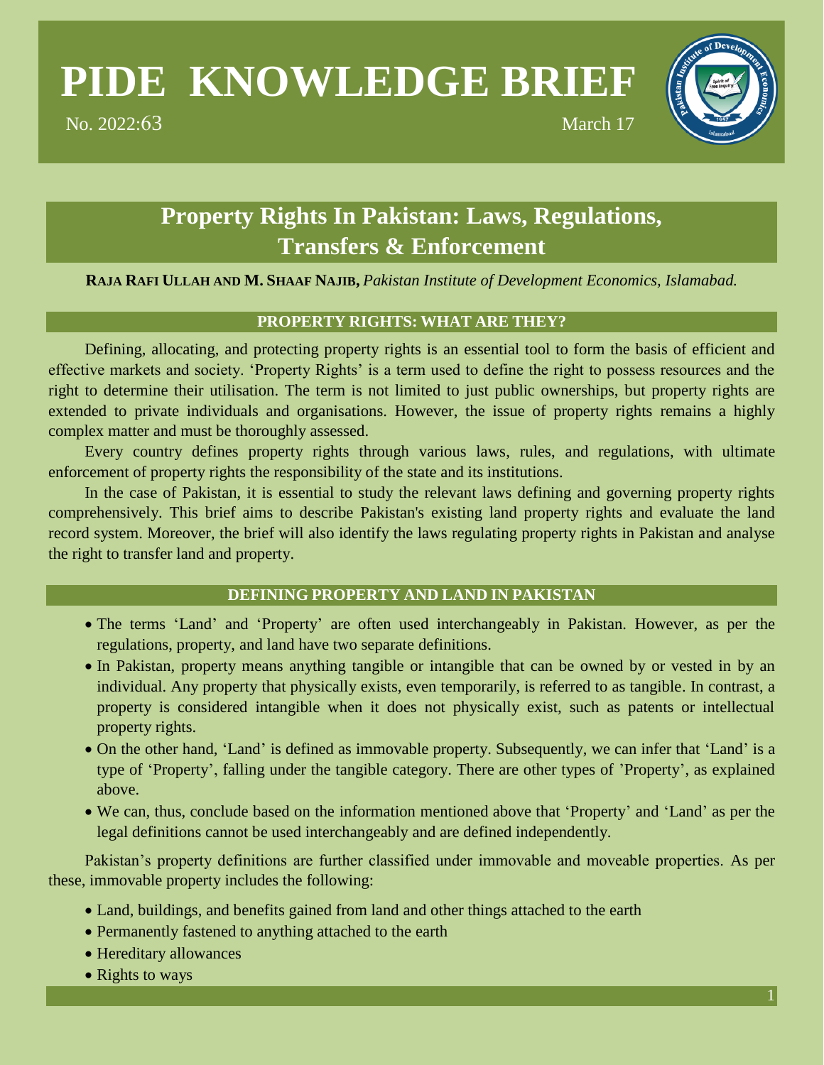# PIDE KNOWLEDGE BRIEF

No. 2022:63 March 17

## Property Rights In Pakistan: Laws, Regulations, Transfers & Enforcement

**RAJA RAFI ULLAH AND M. SHAAF NAJIB,** *Pakistan Institute of Development Economics, Islamabad.*

### PROPERTY RIGHTS: WHAT ARE THEY?

Defining, allocating, and protecting property rights is an essential tool to form the basis of efficient and effective markets and society. 'Property Rights' is a term used to define the right to possess resources and the right to determine their utilisation. The term is not limited to just public ownerships, but property rights are extended to private individuals and organisations. However, the issue of property rights remains a highly complex matter and must be thoroughly assessed.

Every country defines property rights through various laws, rules, and regulations, with ultimate enforcement of property rights the responsibility of the state and its institutions.

In the case of Pakistan, it is essential to study the relevant laws defining and governing property rights comprehensively. This brief aims to describe Pakistan's existing land property rights and evaluate the land record system. Moreover, the brief will also identify the laws regulating property rights in Pakistan and analyse the right to transfer land and property.

### DEFINING PROPERTY AND LAND IN PAKISTAN

- The terms 'Land' and 'Property' are often used interchangeably in Pakistan. However, as per the regulations, property, and land have two separate definitions.
- In Pakistan, property means anything tangible or intangible that can be owned by or vested in by an individual. Any property that physically exists, even temporarily, is referred to as tangible. In contrast, a property is considered intangible when it does not physically exist, such as patents or intellectual property rights.
- On the other hand, 'Land' is defined as immovable property. Subsequently, we can infer that 'Land' is a type of 'Property', falling under the tangible category. There are other types of 'Property', as explained above.
- We can, thus, conclude based on the information mentioned above that 'Property' and 'Land' as per the legal definitions cannot be used interchangeably and are defined independently.

Pakistan's property definitions are further classified under immovable and moveable properties. As per these, immovable property includes the following:

- Land, buildings, and benefits gained from land and other things attached to the earth
- Permanently fastened to anything attached to the earth
- Hereditary allowances
- Rights to ways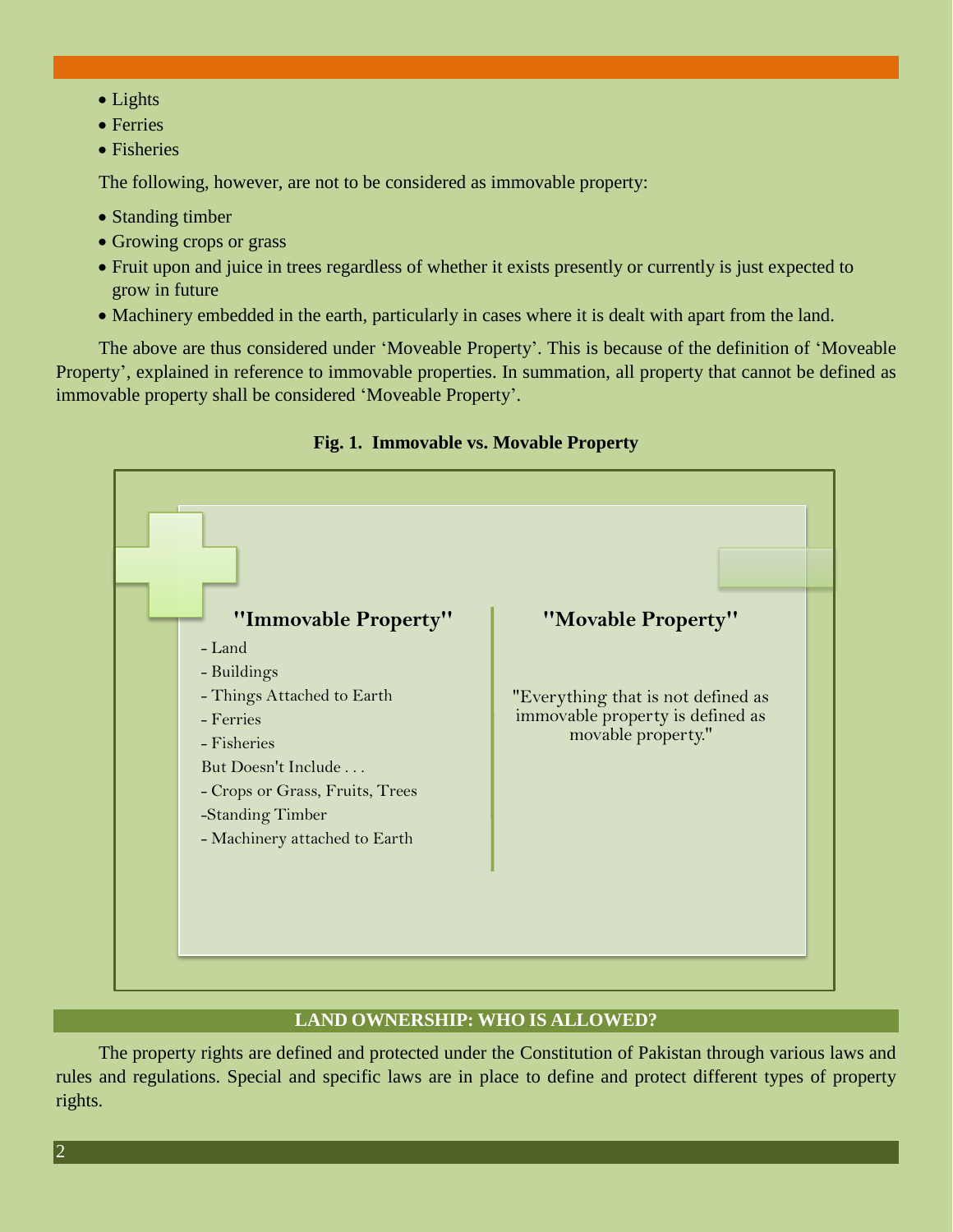- Lights
- Ferries
- Fisheries

The following, however, are not to be considered as immovable property:

- Standing timber
- Growing crops or grass
- Fruit upon and juice in trees regardless of whether it exists presently or currently is just expected to grow in future
- Machinery embedded in the earth, particularly in cases where it is dealt with apart from the land.

The above are thus considered under 'Moveable Property'. This is because of the definition of 'Moveable Property', explained in reference to immovable properties. In summation, all property that cannot be defined as immovable property shall be considered 'Moveable Property'.

**Fig. 1. Immovable vs. Movable Property**

"Immovable Property"

- Land
- Buildings
- Things Attached to Earth
- Ferries
- Fisheries

But Doesn't Include . . .

- Crops or Grass, Fruits, Trees
- Standing Timber
- Machinery attached to Earth

"Movable Property"

"Everything that is not defined as immovable property is defined as movable property."

## LAND OWNERSHIP: WHO IS ALLOWED?

The property rights are defined and protected under the Constitution of Pakistan through various laws and rules and regulations. Special and specific laws are in place to define and protect different types of property rights.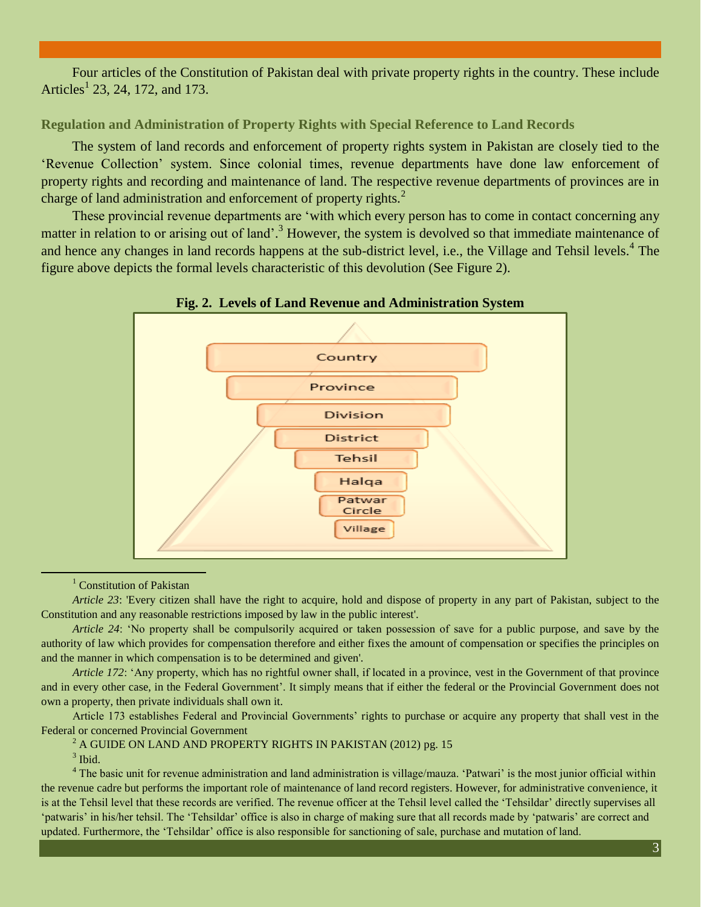Four articles of the Constitution of Pakistan deal with private property rights in the country. These include Articles[1] 23, 24, 172, and 173.

### Regulation and Administration of Property Rights with Special Reference to Land Records

The system of land records and enforcement of property rights system in Pakistan are closely tied to the 'Revenue Collection' system. Since colonial times, revenue departments have done law enforcement of property rights and recording and maintenance of land. The respective revenue departments of provinces are in charge of land administration and enforcement of property rights.[2]

These provincial revenue departments are 'with which every person has to come in contact concerning any matter in relation to or arising out of land'.[3] However, the system is devolved so that immediate maintenance of and hence any changes in land records happens at the sub-district level, i.e., the Village and Tehsil levels.[4] The figure above depicts the formal levels characteristic of this devolution (See Figure 2).

**Fig. 2. Levels of Land Revenue and Administration System**

Country

Province

Division

District

Tehsil

Halqa

Patwar Circle

Village

---

[1] Constitution of Pakistan

*Article 23*: 'Every citizen shall have the right to acquire, hold and dispose of property in any part of Pakistan, subject to the Constitution and any reasonable restrictions imposed by law in the public interest'.

*Article 24*: 'No property shall be compulsorily acquired or taken possession of save for a public purpose, and save by the authority of law which provides for compensation therefore and either fixes the amount of compensation or specifies the principles on and the manner in which compensation is to be determined and given'.

*Article 172*: 'Any property, which has no rightful owner shall, if located in a province, vest in the Government of that province and in every other case, in the Federal Government'. It simply means that if either the federal or the Provincial Government does not own a property, then private individuals shall own it.

Article 173 establishes Federal and Provincial Governments' rights to purchase or acquire any property that shall vest in the Federal or concerned Provincial Government

[2] A GUIDE ON LAND AND PROPERTY RIGHTS IN PAKISTAN (2012) pg. 15

[3] Ibid.

[4] The basic unit for revenue administration and land administration is village/mauza. 'Patwari' is the most junior official within the revenue cadre but performs the important role of maintenance of land record registers. However, for administrative convenience, it is at the Tehsil level that these records are verified. The revenue officer at the Tehsil level called the 'Tehsildar' directly supervises all 'patwaris' in his/her tehsil. The 'Tehsildar' office is also in charge of making sure that all records made by 'patwaris' are correct and updated. Furthermore, the 'Tehsildar' office is also responsible for sanctioning of sale, purchase and mutation of land.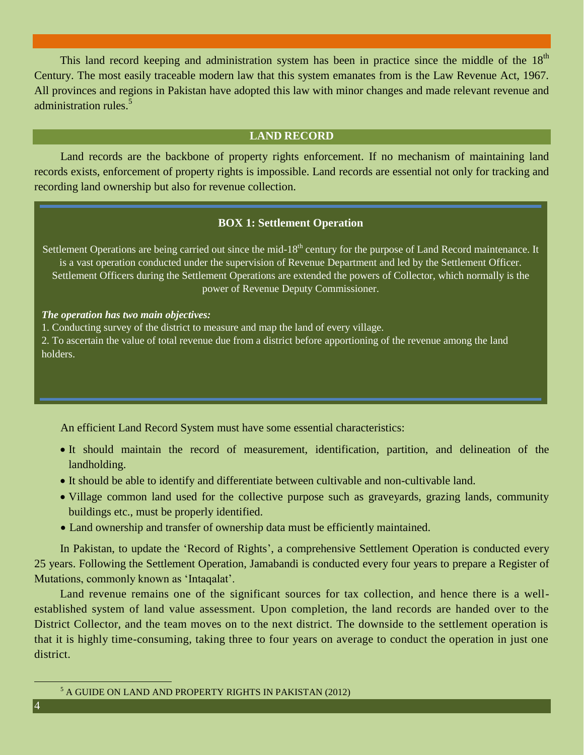This land record keeping and administration system has been in practice since the middle of the 18th Century. The most easily traceable modern law that this system emanates from is the Law Revenue Act, 1967. All provinces and regions in Pakistan have adopted this law with minor changes and made relevant revenue and administration rules.[5]

## LAND RECORD

Land records are the backbone of property rights enforcement. If no mechanism of maintaining land records exists, enforcement of property rights is impossible. Land records are essential not only for tracking and recording land ownership but also for revenue collection.

> **BOX 1: Settlement Operation**
>
> Settlement Operations are being carried out since the mid-18th century for the purpose of Land Record maintenance. It is a vast operation conducted under the supervision of Revenue Department and led by the Settlement Officer. Settlement Officers during the Settlement Operations are extended the powers of Collector, which normally is the power of Revenue Deputy Commissioner.
>
> ***The operation has two main objectives:***
>
> 1. Conducting survey of the district to measure and map the land of every village.
> 2. To ascertain the value of total revenue due from a district before apportioning of the revenue among the land holders.

An efficient Land Record System must have some essential characteristics:

- It should maintain the record of measurement, identification, partition, and delineation of the landholding.
- It should be able to identify and differentiate between cultivable and non-cultivable land.
- Village common land used for the collective purpose such as graveyards, grazing lands, community buildings etc., must be properly identified.
- Land ownership and transfer of ownership data must be efficiently maintained.

In Pakistan, to update the 'Record of Rights', a comprehensive Settlement Operation is conducted every 25 years. Following the Settlement Operation, Jamabandi is conducted every four years to prepare a Register of Mutations, commonly known as 'Intaqalat'.

Land revenue remains one of the significant sources for tax collection, and hence there is a well-established system of land value assessment. Upon completion, the land records are handed over to the District Collector, and the team moves on to the next district. The downside to the settlement operation is that it is highly time-consuming, taking three to four years on average to conduct the operation in just one district.

[5] A GUIDE ON LAND AND PROPERTY RIGHTS IN PAKISTAN (2012)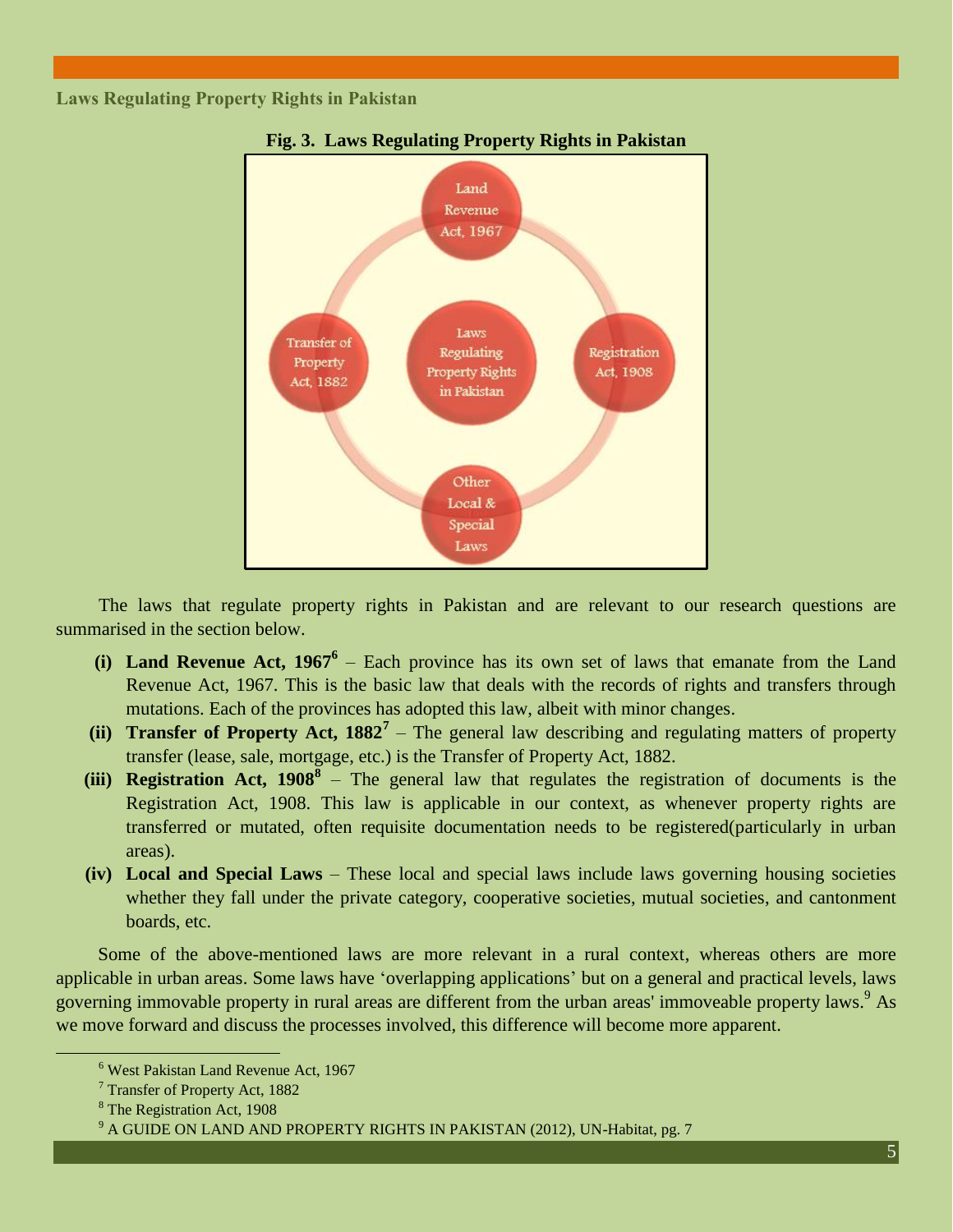## Laws Regulating Property Rights in Pakistan

**Fig. 3. Laws Regulating Property Rights in Pakistan**

Land Revenue Act, 1967

Transfer of Property Act, 1882

Laws Regulating Property Rights in Pakistan

Registration Act, 1908

Other Local & Special Laws

The laws that regulate property rights in Pakistan and are relevant to our research questions are summarised in the section below.

- **(i) Land Revenue Act, 1967**[6] – Each province has its own set of laws that emanate from the Land Revenue Act, 1967. This is the basic law that deals with the records of rights and transfers through mutations. Each of the provinces has adopted this law, albeit with minor changes.
- **(ii) Transfer of Property Act, 1882**[7] – The general law describing and regulating matters of property transfer (lease, sale, mortgage, etc.) is the Transfer of Property Act, 1882.
- **(iii) Registration Act, 1908**[8] – The general law that regulates the registration of documents is the Registration Act, 1908. This law is applicable in our context, as whenever property rights are transferred or mutated, often requisite documentation needs to be registered(particularly in urban areas).
- **(iv) Local and Special Laws** – These local and special laws include laws governing housing societies whether they fall under the private category, cooperative societies, mutual societies, and cantonment boards, etc.

Some of the above-mentioned laws are more relevant in a rural context, whereas others are more applicable in urban areas. Some laws have 'overlapping applications' but on a general and practical levels, laws governing immovable property in rural areas are different from the urban areas' immoveable property laws.[9] As we move forward and discuss the processes involved, this difference will become more apparent.

---

[6] West Pakistan Land Revenue Act, 1967

[7] Transfer of Property Act, 1882

[8] The Registration Act, 1908

[9] A GUIDE ON LAND AND PROPERTY RIGHTS IN PAKISTAN (2012), UN-Habitat, pg. 7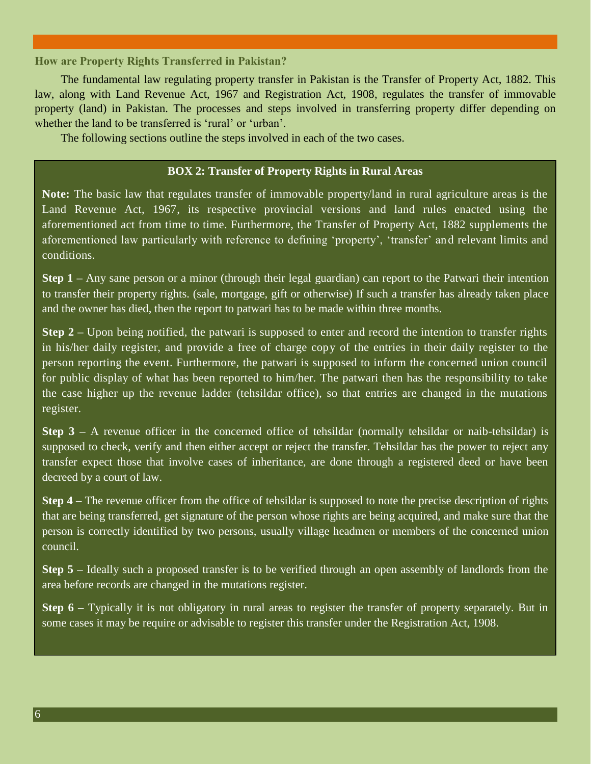### How are Property Rights Transferred in Pakistan?

The fundamental law regulating property transfer in Pakistan is the Transfer of Property Act, 1882. This law, along with Land Revenue Act, 1967 and Registration Act, 1908, regulates the transfer of immovable property (land) in Pakistan. The processes and steps involved in transferring property differ depending on whether the land to be transferred is 'rural' or 'urban'.

The following sections outline the steps involved in each of the two cases.

**BOX 2: Transfer of Property Rights in Rural Areas**

**Note:** The basic law that regulates transfer of immovable property/land in rural agriculture areas is the Land Revenue Act, 1967, its respective provincial versions and land rules enacted using the aforementioned act from time to time. Furthermore, the Transfer of Property Act, 1882 supplements the aforementioned law particularly with reference to defining 'property', 'transfer' and relevant limits and conditions.

**Step 1 –** Any sane person or a minor (through their legal guardian) can report to the Patwari their intention to transfer their property rights. (sale, mortgage, gift or otherwise) If such a transfer has already taken place and the owner has died, then the report to patwari has to be made within three months.

**Step 2 –** Upon being notified, the patwari is supposed to enter and record the intention to transfer rights in his/her daily register, and provide a free of charge copy of the entries in their daily register to the person reporting the event. Furthermore, the patwari is supposed to inform the concerned union council for public display of what has been reported to him/her. The patwari then has the responsibility to take the case higher up the revenue ladder (tehsildar office), so that entries are changed in the mutations register.

**Step 3 –** A revenue officer in the concerned office of tehsildar (normally tehsildar or naib-tehsildar) is supposed to check, verify and then either accept or reject the transfer. Tehsildar has the power to reject any transfer expect those that involve cases of inheritance, are done through a registered deed or have been decreed by a court of law.

**Step 4 –** The revenue officer from the office of tehsildar is supposed to note the precise description of rights that are being transferred, get signature of the person whose rights are being acquired, and make sure that the person is correctly identified by two persons, usually village headmen or members of the concerned union council.

**Step 5 –** Ideally such a proposed transfer is to be verified through an open assembly of landlords from the area before records are changed in the mutations register.

**Step 6 –** Typically it is not obligatory in rural areas to register the transfer of property separately. But in some cases it may be require or advisable to register this transfer under the Registration Act, 1908.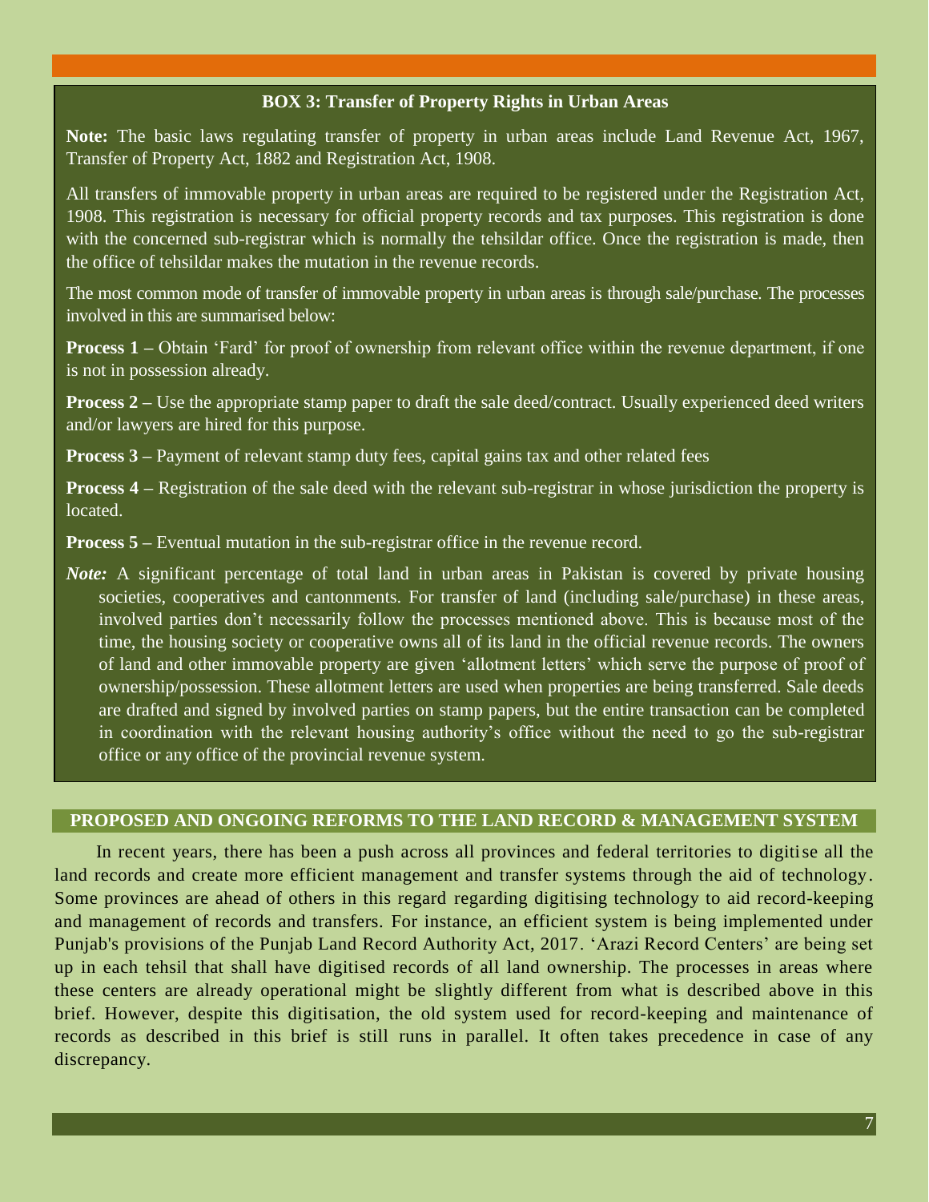### BOX 3: Transfer of Property Rights in Urban Areas

**Note:** The basic laws regulating transfer of property in urban areas include Land Revenue Act, 1967, Transfer of Property Act, 1882 and Registration Act, 1908.

All transfers of immovable property in urban areas are required to be registered under the Registration Act, 1908. This registration is necessary for official property records and tax purposes. This registration is done with the concerned sub-registrar which is normally the tehsildar office. Once the registration is made, then the office of tehsildar makes the mutation in the revenue records.

The most common mode of transfer of immovable property in urban areas is through sale/purchase. The processes involved in this are summarised below:

**Process 1 –** Obtain 'Fard' for proof of ownership from relevant office within the revenue department, if one is not in possession already.

**Process 2 –** Use the appropriate stamp paper to draft the sale deed/contract. Usually experienced deed writers and/or lawyers are hired for this purpose.

**Process 3 –** Payment of relevant stamp duty fees, capital gains tax and other related fees

**Process 4 –** Registration of the sale deed with the relevant sub-registrar in whose jurisdiction the property is located.

**Process 5 –** Eventual mutation in the sub-registrar office in the revenue record.

***Note:*** A significant percentage of total land in urban areas in Pakistan is covered by private housing societies, cooperatives and cantonments. For transfer of land (including sale/purchase) in these areas, involved parties don't necessarily follow the processes mentioned above. This is because most of the time, the housing society or cooperative owns all of its land in the official revenue records. The owners of land and other immovable property are given 'allotment letters' which serve the purpose of proof of ownership/possession. These allotment letters are used when properties are being transferred. Sale deeds are drafted and signed by involved parties on stamp papers, but the entire transaction can be completed in coordination with the relevant housing authority's office without the need to go the sub-registrar office or any office of the provincial revenue system.

## PROPOSED AND ONGOING REFORMS TO THE LAND RECORD & MANAGEMENT SYSTEM

In recent years, there has been a push across all provinces and federal territories to digitise all the land records and create more efficient management and transfer systems through the aid of technology. Some provinces are ahead of others in this regard regarding digitising technology to aid record-keeping and management of records and transfers. For instance, an efficient system is being implemented under Punjab's provisions of the Punjab Land Record Authority Act, 2017. 'Arazi Record Centers' are being set up in each tehsil that shall have digitised records of all land ownership. The processes in areas where these centers are already operational might be slightly different from what is described above in this brief. However, despite this digitisation, the old system used for record-keeping and maintenance of records as described in this brief is still runs in parallel. It often takes precedence in case of any discrepancy.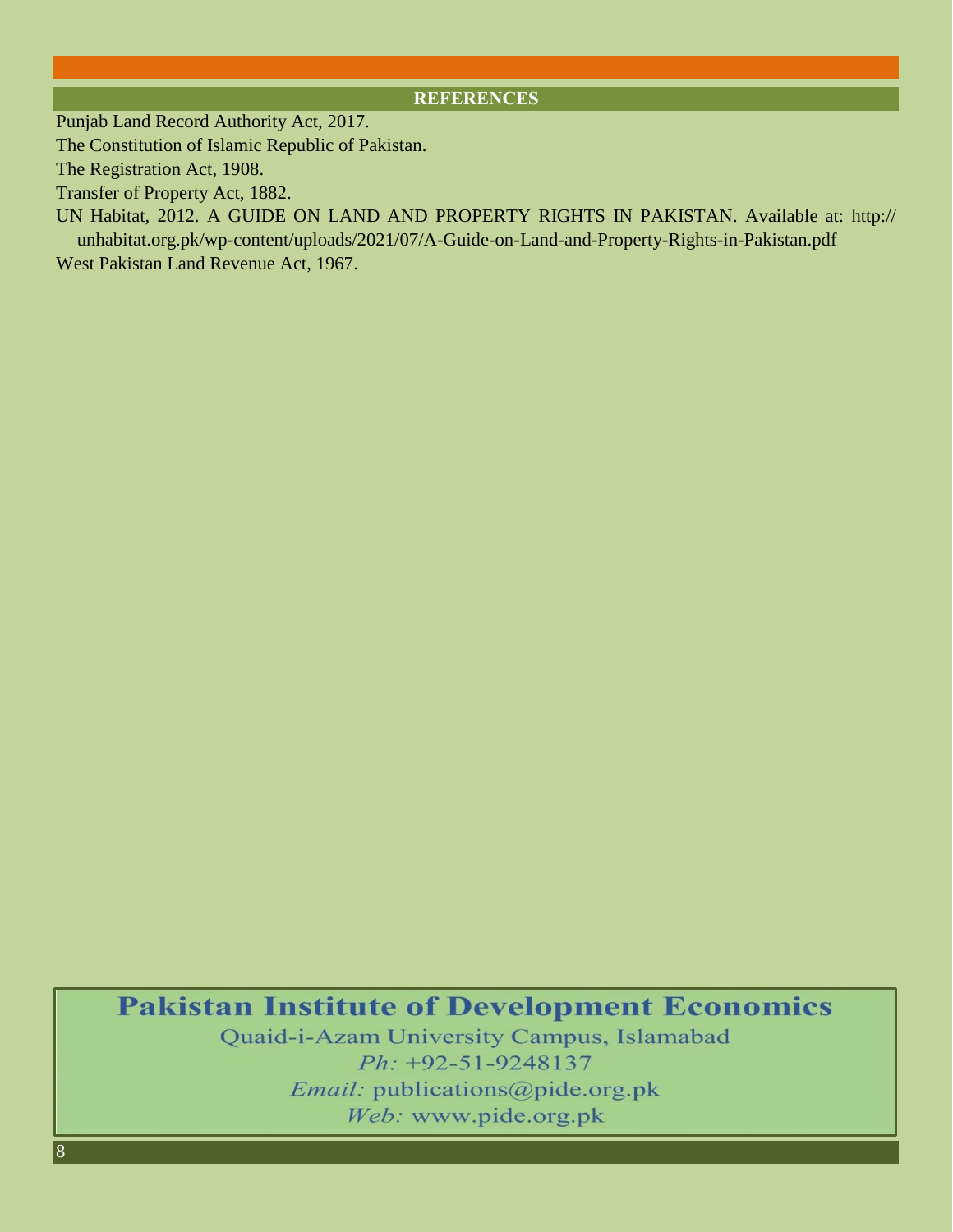## REFERENCES

Punjab Land Record Authority Act, 2017.

The Constitution of Islamic Republic of Pakistan.

The Registration Act, 1908.

Transfer of Property Act, 1882.

UN Habitat, 2012. A GUIDE ON LAND AND PROPERTY RIGHTS IN PAKISTAN. Available at: http://unhabitat.org.pk/wp-content/uploads/2021/07/A-Guide-on-Land-and-Property-Rights-in-Pakistan.pdf

West Pakistan Land Revenue Act, 1967.

**Pakistan Institute of Development Economics**

Quaid-i-Azam University Campus, Islamabad

*Ph:* +92-51-9248137

*Email:* publications@pide.org.pk

*Web:* www.pide.org.pk